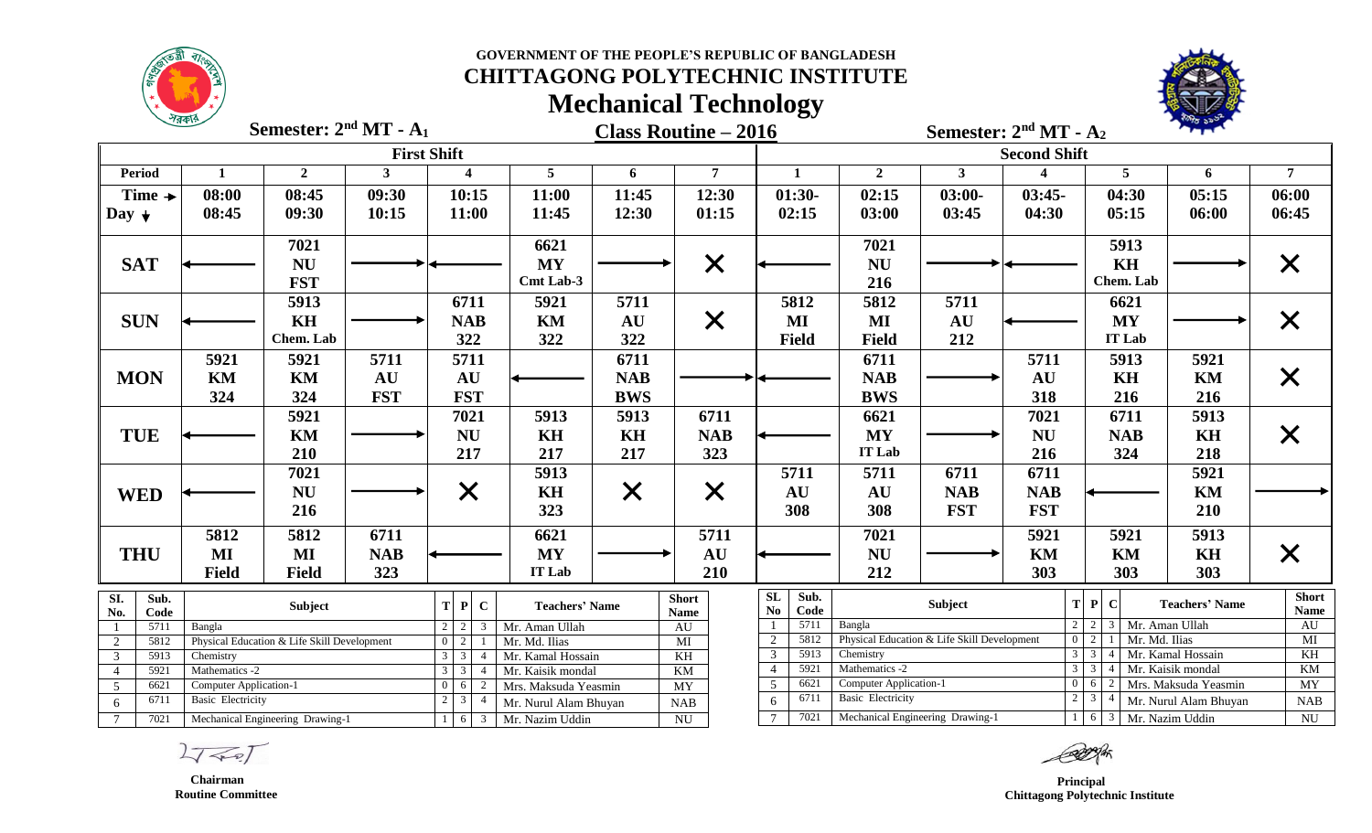GOVERNMENT OF THE PEOPLE'S REPUBLIC OF BANGLADESH

# CHITTAGONG POLYTECHNIC INSTITUTE

## Mechanical Technology

**Semester: 2nd MT - A1** | **Class Routine – 2016** | **Semester: 2nd MT - A2**

| Period | First Shift 1 | 2 | 3 | 4 | 5 | 6 | 7 | Second Shift 1 | 2 | 3 | 4 | 5 | 6 | 7 |
|---|---|---|---|---|---|---|---|---|---|---|---|---|---|---|
| Time → / Day ↓ | 08:00 08:45 | 08:45 09:30 | 09:30 10:15 | 10:15 11:00 | 11:00 11:45 | 11:45 12:30 | 12:30 01:15 | 01:30- 02:15 | 02:15 03:00 | 03:00- 03:45 | 03:45- 04:30 | 04:30 05:15 | 05:15 06:00 | 06:00 06:45 |
| SAT | ← | 7021 NU FST | → | ← | 6621 MY Cmt Lab-3 | → | ✕ | ← | 7021 NU 216 | → | ← | 5913 KH Chem. Lab | → | ✕ |
| SUN | ← | 5913 KH Chem. Lab | → | 6711 NAB 322 | 5921 KM 322 | 5711 AU 322 | ✕ | 5812 MI Field | 5812 MI Field | 5711 AU 212 | ← | 6621 MY IT Lab | → | ✕ |
| MON | 5921 KM 324 | 5921 KM 324 | 5711 AU FST | 5711 AU FST | ← | 6711 NAB BWS | → | ← | 6711 NAB BWS | → | 5711 AU 318 | 5913 KH 216 | 5921 KM 216 | ✕ |
| TUE | ← | 5921 KM 210 | → | 7021 NU 217 | 5913 KH 217 | 5913 KH 217 | 6711 NAB 323 | ← | 6621 MY IT Lab | → | 7021 NU 216 | 6711 NAB 324 | 5913 KH 218 | ✕ |
| WED | ← | 7021 NU 216 | → | ✕ | 5913 KH 323 | ✕ | ✕ | 5711 AU 308 | 5711 AU 308 | 6711 NAB FST | 6711 NAB FST | ← | 5921 KM 210 | → |
| THU | 5812 MI Field | 5812 MI Field | 6711 NAB 323 | ← | 6621 MY IT Lab | → | 5711 AU 210 | ← | 7021 NU 212 | → | 5921 KM 303 | 5921 KM 303 | 5913 KH 303 | ✕ |

| Sl. No. | Sub. Code | Subject | T | P | C | Teachers' Name | Short Name |
|---|---|---|---|---|---|---|---|
| 1 | 5711 | Bangla | 2 | 2 | 3 | Mr. Aman Ullah | AU |
| 2 | 5812 | Physical Education & Life Skill Development | 0 | 2 | 1 | Mr. Md. Ilias | MI |
| 3 | 5913 | Chemistry | 3 | 3 | 4 | Mr. Kamal Hossain | KH |
| 4 | 5921 | Mathematics -2 | 3 | 3 | 4 | Mr. Kaisik mondal | KM |
| 5 | 6621 | Computer Application-1 | 0 | 6 | 2 | Mrs. Maksuda Yeasmin | MY |
| 6 | 6711 | Basic Electricity | 2 | 3 | 4 | Mr. Nurul Alam Bhuyan | NAB |
| 7 | 7021 | Mechanical Engineering Drawing-1 | 1 | 6 | 3 | Mr. Nazim Uddin | NU |

| SL No | Sub. Code | Subject | T | P | C | Teachers' Name | Short Name |
|---|---|---|---|---|---|---|---|
| 1 | 5711 | Bangla | 2 | 2 | 3 | Mr. Aman Ullah | AU |
| 2 | 5812 | Physical Education & Life Skill Development | 0 | 2 | 1 | Mr. Md. Ilias | MI |
| 3 | 5913 | Chemistry | 3 | 3 | 4 | Mr. Kamal Hossain | KH |
| 4 | 5921 | Mathematics -2 | 3 | 3 | 4 | Mr. Kaisik mondal | KM |
| 5 | 6621 | Computer Application-1 | 0 | 6 | 2 | Mrs. Maksuda Yeasmin | MY |
| 6 | 6711 | Basic Electricity | 2 | 3 | 4 | Mr. Nurul Alam Bhuyan | NAB |
| 7 | 7021 | Mechanical Engineering Drawing-1 | 1 | 6 | 3 | Mr. Nazim Uddin | NU |

**Chairman**
**Routine Committee**

**Principal**
**Chittagong Polytechnic Institute**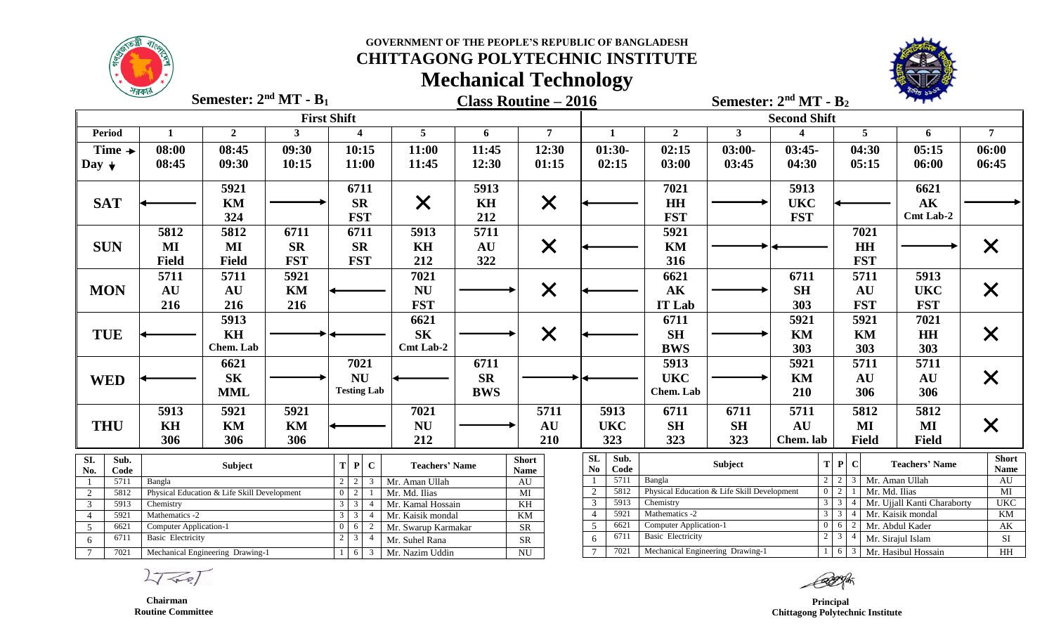**GOVERNMENT OF THE PEOPLE'S REPUBLIC OF BANGLADESH**

# CHITTAGONG POLYTECHNIC INSTITUTE

## Mechanical Technology

**Class Routine – 2016**

**Semester: 2nd MT - B1** (First Shift) | **Semester: 2nd MT - B2** (Second Shift)

| Period | 1 | 2 | 3 | 4 | 5 | 6 | 7 | 1 | 2 | 3 | 4 | 5 | 6 | 7 |
|---|---|---|---|---|---|---|---|---|---|---|---|---|---|---|
| Time → / Day ↓ | 08:00 08:45 | 08:45 09:30 | 09:30 10:15 | 10:15 11:00 | 11:00 11:45 | 11:45 12:30 | 12:30 01:15 | 01:30- 02:15 | 02:15 03:00 | 03:00- 03:45 | 03:45- 04:30 | 04:30 05:15 | 05:15 06:00 | 06:00 06:45 |
| SAT | ← | 5921 KM 324 | → | 6711 SR FST | X | 5913 KH 212 | X | ← | 7021 HH FST | → | 5913 UKC FST | ← | 6621 AK Cmt Lab-2 | → |
| SUN | 5812 MI Field | 5812 MI Field | 6711 SR FST | 6711 SR FST | 5913 KH 212 | 5711 AU 322 | X | ← | 5921 KM 316 | → | ← | 7021 HH FST | → | X |
| MON | 5711 AU 216 | 5711 AU 216 | 5921 KM 216 | ← | 7021 NU FST | → | X | ← | 6621 AK IT Lab | → | 6711 SH 303 | 5711 AU FST | 5913 UKC FST | X |
| TUE | ← | 5913 KH Chem. Lab | → | ← | 6621 SK Cmt Lab-2 | → | X | ← | 6711 SH BWS | → | 5921 KM 303 | 5921 KM 303 | 7021 HH 303 | X |
| WED | ← | 6621 SK MML | → | 7021 NU Testing Lab | ← | 6711 SR BWS | → | ← | 5913 UKC Chem. Lab | → | 5921 KM 210 | 5711 AU 306 | 5711 AU 306 | X |
| THU | 5913 KH 306 | 5921 KM 306 | 5921 KM 306 | ← | 7021 NU 212 | → | 5711 AU 210 | 5913 UKC 323 | 6711 SH 323 | 6711 SH 323 | 5711 AU Chem. lab | 5812 MI Field | 5812 MI Field | X |

| Sl. No. | Sub. Code | Subject | T | P | C | Teachers' Name | Short Name |
|---|---|---|---|---|---|---|---|
| 1 | 5711 | Bangla | 2 | 2 | 3 | Mr. Aman Ullah | AU |
| 2 | 5812 | Physical Education & Life Skill Development | 0 | 2 | 1 | Mr. Md. Ilias | MI |
| 3 | 5913 | Chemistry | 3 | 3 | 4 | Mr. Kamal Hossain | KH |
| 4 | 5921 | Mathematics -2 | 3 | 3 | 4 | Mr. Kaisik mondal | KM |
| 5 | 6621 | Computer Application-1 | 0 | 6 | 2 | Mr. Swarup Karmakar | SR |
| 6 | 6711 | Basic Electricity | 2 | 3 | 4 | Mr. Suhel Rana | SR |
| 7 | 7021 | Mechanical Engineering Drawing-1 | 1 | 6 | 3 | Mr. Nazim Uddin | NU |

| SL No | Sub. Code | Subject | T | P | C | Teachers' Name | Short Name |
|---|---|---|---|---|---|---|---|
| 1 | 5711 | Bangla | 2 | 2 | 3 | Mr. Aman Ullah | AU |
| 2 | 5812 | Physical Education & Life Skill Development | 0 | 2 | 1 | Mr. Md. Ilias | MI |
| 3 | 5913 | Chemistry | 3 | 3 | 4 | Mr. Ujjall Kanti Charaborty | UKC |
| 4 | 5921 | Mathematics -2 | 3 | 3 | 4 | Mr. Kaisik mondal | KM |
| 5 | 6621 | Computer Application-1 | 0 | 6 | 2 | Mr. Abdul Kader | AK |
| 6 | 6711 | Basic Electricity | 2 | 3 | 4 | Mr. Sirajul Islam | SI |
| 7 | 7021 | Mechanical Engineering Drawing-1 | 1 | 6 | 3 | Mr. Hasibul Hossain | HH |

**Chairman**
**Routine Committee**

**Principal**
**Chittagong Polytechnic Institute**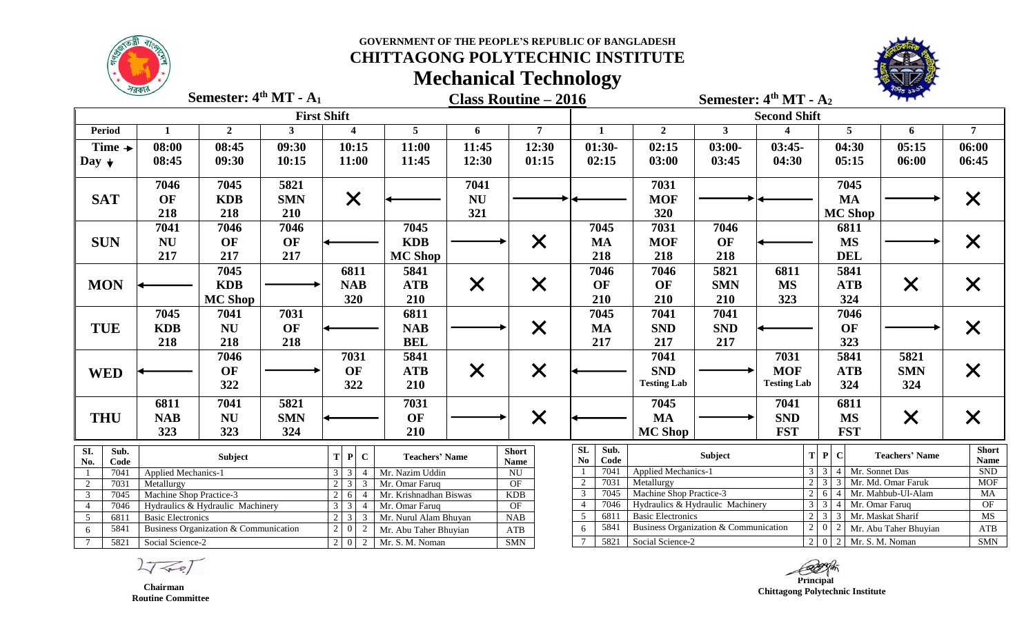GOVERNMENT OF THE PEOPLE'S REPUBLIC OF BANGLADESH

# CHITTAGONG POLYTECHNIC INSTITUTE

## Mechanical Technology

**Semester: 4th MT - A1** | **Class Routine – 2016** | **Semester: 4th MT - A2**

| | First Shift | | | | | | | | Second Shift | | | | | | |
|---|---|---|---|---|---|---|---|---|---|---|---|---|---|---|---|
| **Period** | **1** | **2** | **3** | **4** | **5** | **6** | **7** | **1** | **2** | **3** | **4** | **5** | **6** | **7** |
| **Time → Day ↓** | 08:00 08:45 | 08:45 09:30 | 09:30 10:15 | 10:15 11:00 | 11:00 11:45 | 11:45 12:30 | 12:30 01:15 | 01:30- 02:15 | 02:15 03:00 | 03:00- 03:45 | 03:45- 04:30 | 04:30 05:15 | 05:15 06:00 | 06:00 06:45 |
| **SAT** | 7046 OF 218 | 7045 KDB 218 | 5821 SMN 210 | X | ← | 7041 NU 321 | → | ← | 7031 MOF 320 | → | ← | 7045 MA MC Shop | → | X |
| **SUN** | 7041 NU 217 | 7046 OF 217 | 7046 OF 217 | ← | 7045 KDB MC Shop | → | X | 7045 MA 218 | 7031 MOF 218 | 7046 OF 218 | ← | 6811 MS DEL | → | X |
| **MON** | ← | 7045 KDB MC Shop | → | 6811 NAB 320 | 5841 ATB 210 | X | X | 7046 OF 210 | 7046 OF 210 | 5821 SMN 210 | 6811 MS 323 | 5841 ATB 324 | X | X |
| **TUE** | 7045 KDB 218 | 7041 NU 218 | 7031 OF 218 | ← | 6811 NAB BEL | → | X | 7045 MA 217 | 7041 SND 217 | 7041 SND 217 | ← | 7046 OF 323 | → | X |
| **WED** | ← | 7046 OF 322 | → | 7031 OF 322 | 5841 ATB 210 | X | X | ← | 7041 SND Testing Lab | → | 7031 MOF Testing Lab | 5841 ATB 324 | 5821 SMN 324 | X |
| **THU** | 6811 NAB 323 | 7041 NU 323 | 5821 SMN 324 | ← | 7031 OF 210 | → | X | ← | 7045 MA MC Shop | → | 7041 SND FST | 6811 MS FST | X | X |

| SI. No. | Sub. Code | Subject | T | P | C | Teachers' Name | Short Name |
|---|---|---|---|---|---|---|---|
| 1 | 7041 | Applied Mechanics-1 | 3 | 3 | 4 | Mr. Nazim Uddin | NU |
| 2 | 7031 | Metallurgy | 2 | 3 | 3 | Mr. Omar Faruq | OF |
| 3 | 7045 | Machine Shop Practice-3 | 2 | 6 | 4 | Mr. Krishnadhan Biswas | KDB |
| 4 | 7046 | Hydraulics & Hydraulic Machinery | 3 | 3 | 4 | Mr. Omar Faruq | OF |
| 5 | 6811 | Basic Electronics | 2 | 3 | 3 | Mr. Nurul Alam Bhuyan | NAB |
| 6 | 5841 | Business Organization & Communication | 2 | 0 | 2 | Mr. Abu Taher Bhuiyan | ATB |
| 7 | 5821 | Social Science-2 | 2 | 0 | 2 | Mr. S. M. Noman | SMN |

| SL No | Sub. Code | Subject | T | P | C | Teachers' Name | Short Name |
|---|---|---|---|---|---|---|---|
| 1 | 7041 | Applied Mechanics-1 | 3 | 3 | 4 | Mr. Sonnet Das | SND |
| 2 | 7031 | Metallurgy | 2 | 3 | 3 | Mr. Md. Omar Faruk | MOF |
| 3 | 7045 | Machine Shop Practice-3 | 2 | 6 | 4 | Mr. Mahbub-Ul-Alam | MA |
| 4 | 7046 | Hydraulics & Hydraulic Machinery | 3 | 3 | 4 | Mr. Omar Faruq | OF |
| 5 | 6811 | Basic Electronics | 2 | 3 | 3 | Mr. Maskat Sharif | MS |
| 6 | 5841 | Business Organization & Communication | 2 | 0 | 2 | Mr. Abu Taher Bhuiyan | ATB |
| 7 | 5821 | Social Science-2 | 2 | 0 | 2 | Mr. S. M. Noman | SMN |

**Chairman**
**Routine Committee**

**Principal**
**Chittagong Polytechnic Institute**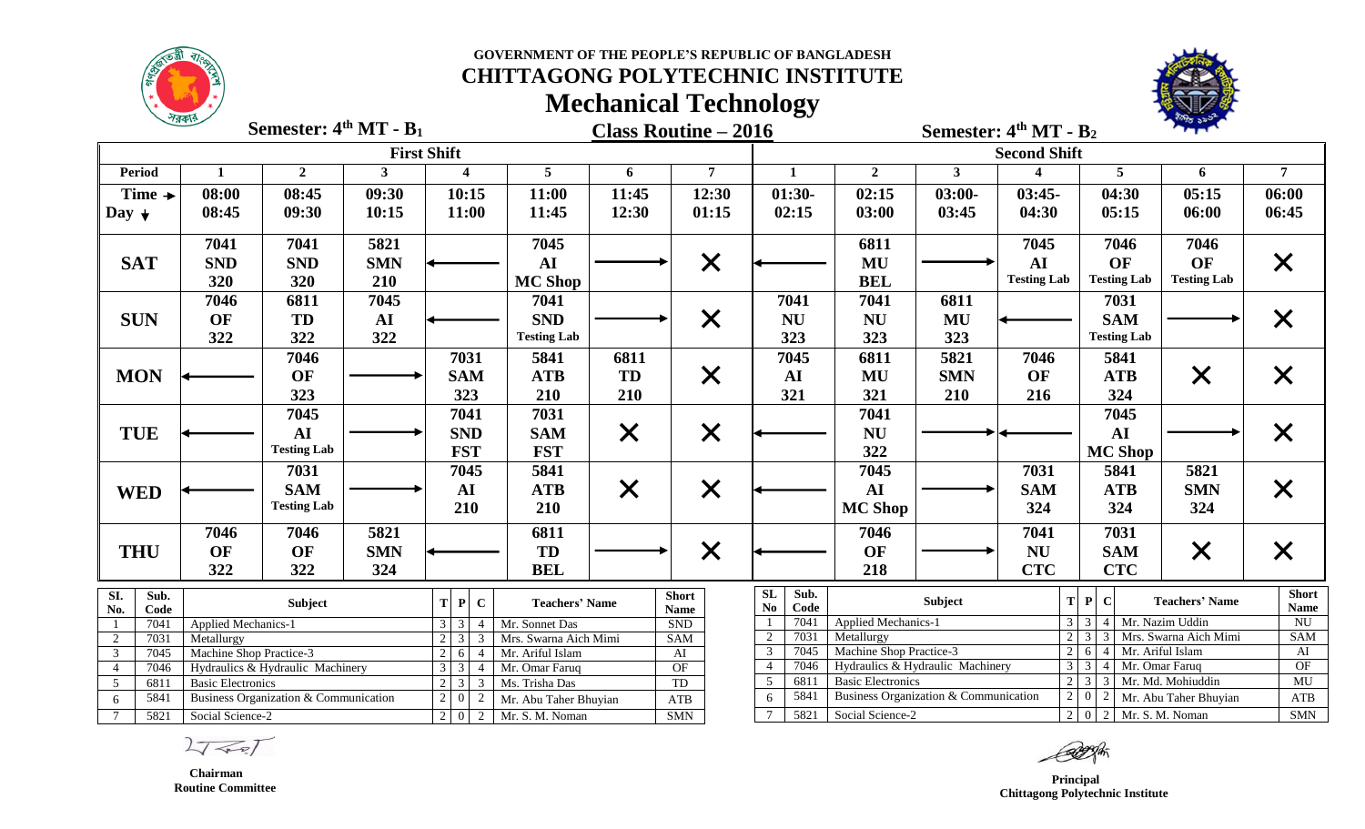GOVERNMENT OF THE PEOPLE'S REPUBLIC OF BANGLADESH

# CHITTAGONG POLYTECHNIC INSTITUTE

## Mechanical Technology

**Class Routine – 2016**

**Semester: 4th MT - $B_1$** (First Shift) | **Semester: 4th MT - $B_2$** (Second Shift)

| Period | 1 | 2 | 3 | 4 | 5 | 6 | 7 | 1 | 2 | 3 | 4 | 5 | 6 | 7 |
|---|---|---|---|---|---|---|---|---|---|---|---|---|---|---|
| Time → / Day ↓ | 08:00 08:45 | 08:45 09:30 | 09:30 10:15 | 10:15 11:00 | 11:00 11:45 | 11:45 12:30 | 12:30 01:15 | 01:30- 02:15 | 02:15 03:00 | 03:00- 03:45 | 03:45- 04:30 | 04:30 05:15 | 05:15 06:00 | 06:00 06:45 |
| SAT | 7041 SND 320 | 7041 SND 320 | 5821 SMN 210 | ← | 7045 AI MC Shop | → | X | ← | 6811 MU BEL | → | 7045 AI Testing Lab | 7046 OF Testing Lab | 7046 OF Testing Lab | X |
| SUN | 7046 OF 322 | 6811 TD 322 | 7045 AI 322 | ← | 7041 SND Testing Lab | → | X | 7041 NU 323 | 7041 NU 323 | 6811 MU 323 | ← | 7031 SAM Testing Lab | → | X |
| MON | ← | 7046 OF 323 | → | 7031 SAM 323 | 5841 ATB 210 | 6811 TD 210 | X | 7045 AI 321 | 6811 MU 321 | 5821 SMN 210 | 7046 OF 216 | 5841 ATB 324 | X | X |
| TUE | ← | 7045 AI Testing Lab | → | 7041 SND FST | 7031 SAM FST | X | X | ← | 7041 NU 322 | → | ← | 7045 AI MC Shop | → | X |
| WED | ← | 7031 SAM Testing Lab | → | 7045 AI 210 | 5841 ATB 210 | X | X | ← | 7045 AI MC Shop | → | 7031 SAM 324 | 5841 ATB 324 | 5821 SMN 324 | X |
| THU | 7046 OF 322 | 7046 OF 322 | 5821 SMN 324 | ← | 6811 TD BEL | → | X | ← | 7046 OF 218 | → | 7041 NU CTC | 7031 SAM CTC | X | X |

**First Shift ($B_1$)**

| SI. No. | Sub. Code | Subject | T | P | C | Teachers' Name | Short Name |
|---|---|---|---|---|---|---|---|
| 1 | 7041 | Applied Mechanics-1 | 3 | 3 | 4 | Mr. Sonnet Das | SND |
| 2 | 7031 | Metallurgy | 2 | 3 | 3 | Mrs. Swarna Aich Mimi | SAM |
| 3 | 7045 | Machine Shop Practice-3 | 2 | 6 | 4 | Mr. Ariful Islam | AI |
| 4 | 7046 | Hydraulics & Hydraulic Machinery | 3 | 3 | 4 | Mr. Omar Faruq | OF |
| 5 | 6811 | Basic Electronics | 2 | 3 | 3 | Ms. Trisha Das | TD |
| 6 | 5841 | Business Organization & Communication | 2 | 0 | 2 | Mr. Abu Taher Bhuyian | ATB |
| 7 | 5821 | Social Science-2 | 2 | 0 | 2 | Mr. S. M. Noman | SMN |

**Second Shift ($B_2$)**

| SL No | Sub. Code | Subject | T | P | C | Teachers' Name | Short Name |
|---|---|---|---|---|---|---|---|
| 1 | 7041 | Applied Mechanics-1 | 3 | 3 | 4 | Mr. Nazim Uddin | NU |
| 2 | 7031 | Metallurgy | 2 | 3 | 3 | Mrs. Swarna Aich Mimi | SAM |
| 3 | 7045 | Machine Shop Practice-3 | 2 | 6 | 4 | Mr. Ariful Islam | AI |
| 4 | 7046 | Hydraulics & Hydraulic Machinery | 3 | 3 | 4 | Mr. Omar Faruq | OF |
| 5 | 6811 | Basic Electronics | 2 | 3 | 3 | Mr. Md. Mohiuddin | MU |
| 6 | 5841 | Business Organization & Communication | 2 | 0 | 2 | Mr. Abu Taher Bhuyian | ATB |
| 7 | 5821 | Social Science-2 | 2 | 0 | 2 | Mr. S. M. Noman | SMN |

**Chairman**
Routine Committee

**Principal**
Chittagong Polytechnic Institute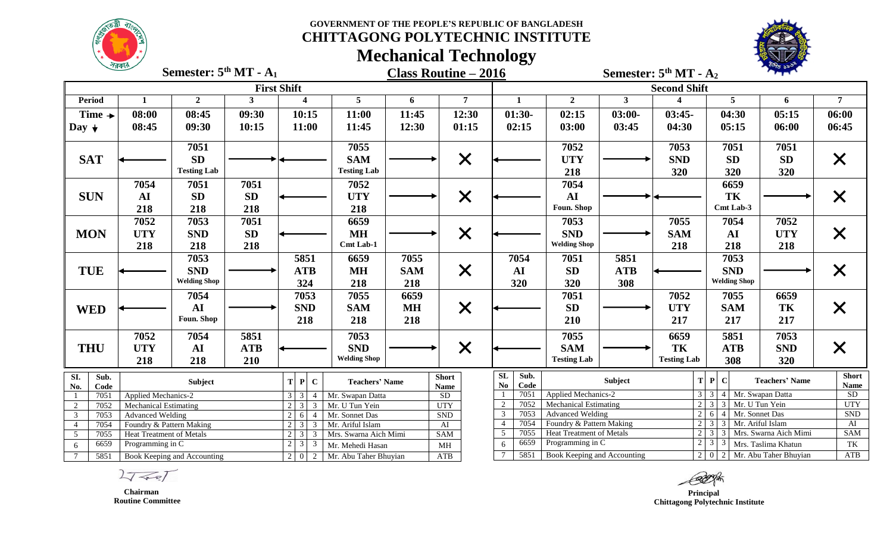# GOVERNMENT OF THE PEOPLE'S REPUBLIC OF BANGLADESH
# CHITTAGONG POLYTECHNIC INSTITUTE
## Mechanical Technology
### Class Routine – 2016

**Semester: 5th MT - A1** (First Shift) | **Semester: 5th MT - A2** (Second Shift)

| Period | 1 | 2 | 3 | 4 | 5 | 6 | 7 | 1 | 2 | 3 | 4 | 5 | 6 | 7 |
|---|---|---|---|---|---|---|---|---|---|---|---|---|---|---|
| Time → / Day ↓ | 08:00 08:45 | 08:45 09:30 | 09:30 10:15 | 10:15 11:00 | 11:00 11:45 | 11:45 12:30 | 12:30 01:15 | 01:30- 02:15 | 02:15 03:00 | 03:00- 03:45 | 03:45- 04:30 | 04:30 05:15 | 05:15 06:00 | 06:00 06:45 |
| SAT | ← | 7051 SD Testing Lab | → | ← | 7055 SAM Testing Lab | → | ✕ | ← | 7052 UTY 218 | → | 7053 SND 320 | 7051 SD 320 | 7051 SD 320 | ✕ |
| SUN | 7054 AI 218 | 7051 SD 218 | 7051 SD 218 | ← | 7052 UTY 218 | → | ✕ | ← | 7054 AI Foun. Shop | → | ← | 6659 TK Cmt Lab-3 | → | ✕ |
| MON | 7052 UTY 218 | 7053 SND 218 | 7051 SD 218 | ← | 6659 MH Cmt Lab-1 | → | ✕ | ← | 7053 SND Welding Shop | → | 7055 SAM 218 | 7054 AI 218 | 7052 UTY 218 | ✕ |
| TUE | ← | 7053 SND Welding Shop | → | 5851 ATB 324 | 6659 MH 218 | 7055 SAM 218 | ✕ | 7054 AI 320 | 7051 SD 320 | 5851 ATB 308 | ← | 7053 SND Welding Shop | → | ✕ |
| WED | ← | 7054 AI Foun. Shop | → | 7053 SND 218 | 7055 SAM 218 | 6659 MH 218 | ✕ | ← | 7051 SD 210 | → | 7052 UTY 217 | 7055 SAM 217 | 6659 TK 217 | ✕ |
| THU | 7052 UTY 218 | 7054 AI 218 | 5851 ATB 210 | ← | 7053 SND Welding Shop | → | ✕ | ← | 7055 SAM Testing Lab | → | 6659 TK Testing Lab | 5851 ATB 308 | 7053 SND 320 | ✕ |

**5th MT - A1**

| SI. No. | Sub. Code | Subject | T | P | C | Teachers' Name | Short Name |
|---|---|---|---|---|---|---|---|
| 1 | 7051 | Applied Mechanics-2 | 3 | 3 | 4 | Mr. Swapan Datta | SD |
| 2 | 7052 | Mechanical Estimating | 2 | 3 | 3 | Mr. U Tun Yein | UTY |
| 3 | 7053 | Advanced Welding | 2 | 6 | 4 | Mr. Sonnet Das | SND |
| 4 | 7054 | Foundry & Pattern Making | 2 | 3 | 3 | Mr. Ariful Islam | AI |
| 5 | 7055 | Heat Treatment of Metals | 2 | 3 | 3 | Mrs. Swarna Aich Mimi | SAM |
| 6 | 6659 | Programming in C | 2 | 3 | 3 | Mr. Mehedi Hasan | MH |
| 7 | 5851 | Book Keeping and Accounting | 2 | 0 | 2 | Mr. Abu Taher Bhuyian | ATB |

**5th MT - A2**

| SL No | Sub. Code | Subject | T | P | C | Teachers' Name | Short Name |
|---|---|---|---|---|---|---|---|
| 1 | 7051 | Applied Mechanics-2 | 3 | 3 | 4 | Mr. Swapan Datta | SD |
| 2 | 7052 | Mechanical Estimating | 2 | 3 | 3 | Mr. U Tun Yein | UTY |
| 3 | 7053 | Advanced Welding | 2 | 6 | 4 | Mr. Sonnet Das | SND |
| 4 | 7054 | Foundry & Pattern Making | 2 | 3 | 3 | Mr. Ariful Islam | AI |
| 5 | 7055 | Heat Treatment of Metals | 2 | 3 | 3 | Mrs. Swarna Aich Mimi | SAM |
| 6 | 6659 | Programming in C | 2 | 3 | 3 | Mrs. Taslima Khatun | TK |
| 7 | 5851 | Book Keeping and Accounting | 2 | 0 | 2 | Mr. Abu Taher Bhuyian | ATB |

**Chairman**
Routine Committee

**Principal**
Chittagong Polytechnic Institute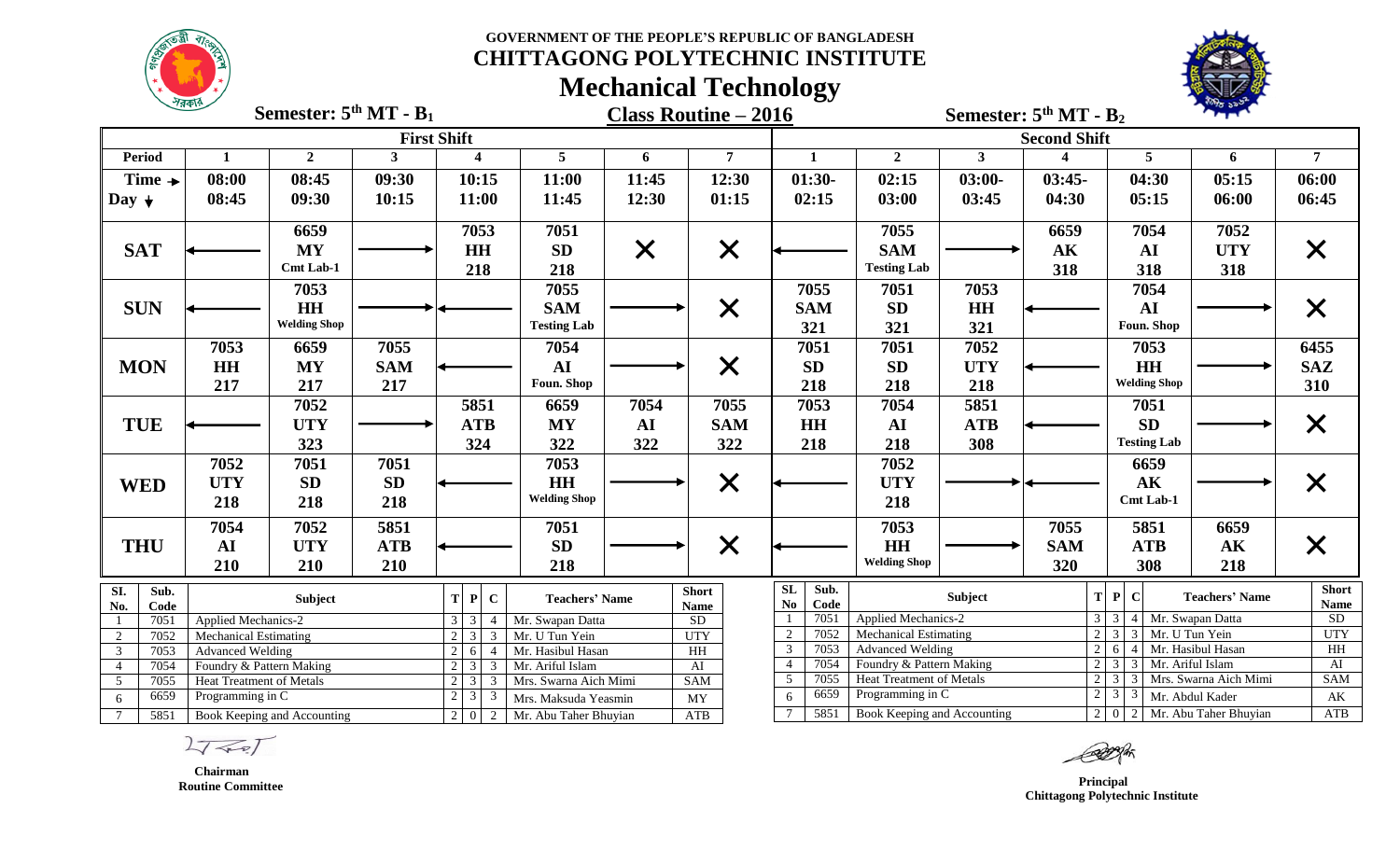**GOVERNMENT OF THE PEOPLE'S REPUBLIC OF BANGLADESH**

# CHITTAGONG POLYTECHNIC INSTITUTE

## Mechanical Technology

**Semester: 5th MT - $B_1$** | **Class Routine – 2016** | **Semester: 5th MT - $B_2$**

| Period | First Shift 1 | 2 | 3 | 4 | 5 | 6 | 7 | Second Shift 1 | 2 | 3 | 4 | 5 | 6 | 7 |
|---|---|---|---|---|---|---|---|---|---|---|---|---|---|---|
| Time → / Day ↓ | 08:00 08:45 | 08:45 09:30 | 09:30 10:15 | 10:15 11:00 | 11:00 11:45 | 11:45 12:30 | 12:30 01:15 | 01:30- 02:15 | 02:15 03:00 | 03:00- 03:45 | 03:45- 04:30 | 04:30 05:15 | 05:15 06:00 | 06:00 06:45 |
| SAT | ← | 6659 MY Cmt Lab-1 | → | 7053 HH 218 | 7051 SD 218 | ✕ | ✕ | ← | 7055 SAM Testing Lab | → | 6659 AK 318 | 7054 AI 318 | 7052 UTY 318 | ✕ |
| SUN | ← | 7053 HH Welding Shop | →← | | 7055 SAM Testing Lab | → | ✕ | 7055 SAM 321 | 7051 SD 321 | 7053 HH 321 | ← | 7054 AI Foun. Shop | → | ✕ |
| MON | 7053 HH 217 | 6659 MY 217 | 7055 SAM 217 | ← | 7054 AI Foun. Shop | → | ✕ | 7051 SD 218 | 7051 SD 218 | 7052 UTY 218 | ← | 7053 HH Welding Shop | → | 6455 SAZ 310 |
| TUE | ← | 7052 UTY 323 | → | 5851 ATB 324 | 6659 MY 322 | 7054 AI 322 | 7055 SAM 322 | 7053 HH 218 | 7054 AI 218 | 5851 ATB 308 | ← | 7051 SD Testing Lab | → | ✕ |
| WED | 7052 UTY 218 | 7051 SD 218 | 7051 SD 218 | ← | 7053 HH Welding Shop | → | ✕ | ← | 7052 UTY 218 | →← | | 6659 AK Cmt Lab-1 | → | ✕ |
| THU | 7054 AI 210 | 7052 UTY 210 | 5851 ATB 210 | ← | 7051 SD 218 | → | ✕ | ← | 7053 HH Welding Shop | → | 7055 SAM 320 | 5851 ATB 308 | 6659 AK 218 | ✕ |

**Semester: 5th MT - $B_1$**

| SI. No. | Sub. Code | Subject | T | P | C | Teachers' Name | Short Name |
|---|---|---|---|---|---|---|---|
| 1 | 7051 | Applied Mechanics-2 | 3 | 3 | 4 | Mr. Swapan Datta | SD |
| 2 | 7052 | Mechanical Estimating | 2 | 3 | 3 | Mr. U Tun Yein | UTY |
| 3 | 7053 | Advanced Welding | 2 | 6 | 4 | Mr. Hasibul Hasan | HH |
| 4 | 7054 | Foundry & Pattern Making | 2 | 3 | 3 | Mr. Ariful Islam | AI |
| 5 | 7055 | Heat Treatment of Metals | 2 | 3 | 3 | Mrs. Swarna Aich Mimi | SAM |
| 6 | 6659 | Programming in C | 2 | 3 | 3 | Mrs. Maksuda Yeasmin | MY |
| 7 | 5851 | Book Keeping and Accounting | 2 | 0 | 2 | Mr. Abu Taher Bhuyian | ATB |

**Semester: 5th MT - $B_2$**

| SL No | Sub. Code | Subject | T | P | C | Teachers' Name | Short Name |
|---|---|---|---|---|---|---|---|
| 1 | 7051 | Applied Mechanics-2 | 3 | 3 | 4 | Mr. Swapan Datta | SD |
| 2 | 7052 | Mechanical Estimating | 2 | 3 | 3 | Mr. U Tun Yein | UTY |
| 3 | 7053 | Advanced Welding | 2 | 6 | 4 | Mr. Hasibul Hasan | HH |
| 4 | 7054 | Foundry & Pattern Making | 2 | 3 | 3 | Mr. Ariful Islam | AI |
| 5 | 7055 | Heat Treatment of Metals | 2 | 3 | 3 | Mrs. Swarna Aich Mimi | SAM |
| 6 | 6659 | Programming in C | 2 | 3 | 3 | Mr. Abdul Kader | AK |
| 7 | 5851 | Book Keeping and Accounting | 2 | 0 | 2 | Mr. Abu Taher Bhuyian | ATB |

**Chairman**
**Routine Committee**

**Principal**
**Chittagong Polytechnic Institute**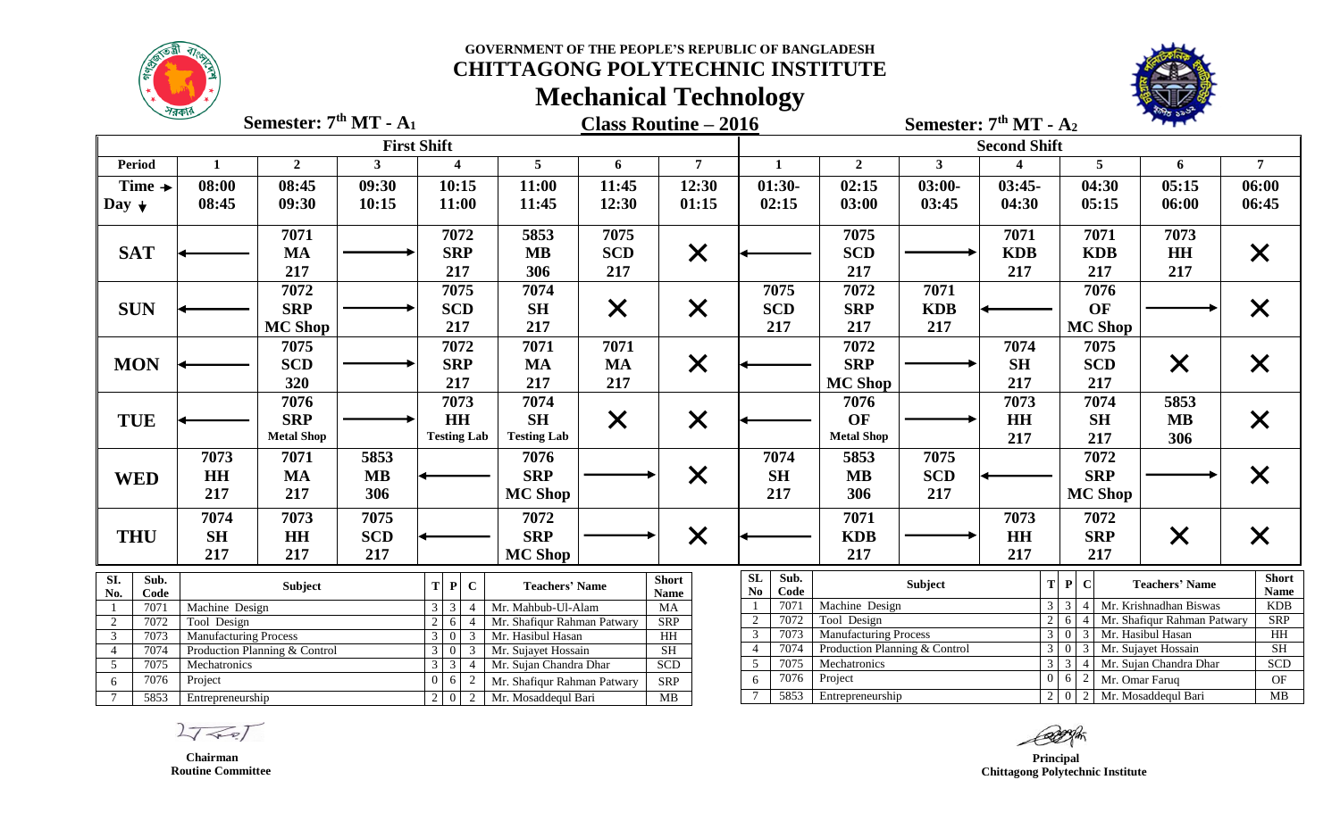GOVERNMENT OF THE PEOPLE'S REPUBLIC OF BANGLADESH

# CHITTAGONG POLYTECHNIC INSTITUTE

## Mechanical Technology

**Semester: 7th MT - A1** | **Class Routine – 2016** | **Semester: 7th MT - A2**

| Period | 1 | 2 | 3 | 4 | 5 | 6 | 7 | 1 | 2 | 3 | 4 | 5 | 6 | 7 |
|---|---|---|---|---|---|---|---|---|---|---|---|---|---|---|
| | **First Shift** | | | | | | | **Second Shift** | | | | | | |
| Time → Day ↓ | 08:00 08:45 | 08:45 09:30 | 09:30 10:15 | 10:15 11:00 | 11:00 11:45 | 11:45 12:30 | 12:30 01:15 | 01:30- 02:15 | 02:15 03:00 | 03:00- 03:45 | 03:45- 04:30 | 04:30 05:15 | 05:15 06:00 | 06:00 06:45 |
| SAT | ← | 7071 MA 217 | → | 7072 SRP 217 | 5853 MB 306 | 7075 SCD 217 | ✕ | ← | 7075 SCD 217 | → | 7071 KDB 217 | 7071 KDB 217 | 7073 HH 217 | ✕ |
| SUN | ← | 7072 SRP MC Shop | → | 7075 SCD 217 | 7074 SH 217 | ✕ | ✕ | 7075 SCD 217 | 7072 SRP 217 | 7071 KDB 217 | ← | 7076 OF MC Shop | → | ✕ |
| MON | ← | 7075 SCD 320 | → | 7072 SRP 217 | 7071 MA 217 | 7071 MA 217 | ✕ | ← | 7072 SRP MC Shop | → | 7074 SH 217 | 7075 SCD 217 | ✕ | ✕ |
| TUE | ← | 7076 SRP Metal Shop | → | 7073 HH Testing Lab | 7074 SH Testing Lab | ✕ | ✕ | ← | 7076 OF Metal Shop | → | 7073 HH 217 | 7074 SH 217 | 5853 MB 306 | ✕ |
| WED | 7073 HH 217 | 7071 MA 217 | 5853 MB 306 | ← | 7076 SRP MC Shop | → | ✕ | 7074 SH 217 | 5853 MB 306 | 7075 SCD 217 | ← | 7072 SRP MC Shop | → | ✕ |
| THU | 7074 SH 217 | 7073 HH 217 | 7075 SCD 217 | ← | 7072 SRP MC Shop | → | ✕ | ← | 7071 KDB 217 | → | 7073 HH 217 | 7072 SRP 217 | ✕ | ✕ |

**7th MT - A1**

| SI. No. | Sub. Code | Subject | T | P | C | Teachers' Name | Short Name |
|---|---|---|---|---|---|---|---|
| 1 | 7071 | Machine Design | 3 | 3 | 4 | Mr. Mahbub-Ul-Alam | MA |
| 2 | 7072 | Tool Design | 2 | 6 | 4 | Mr. Shafiqur Rahman Patwary | SRP |
| 3 | 7073 | Manufacturing Process | 3 | 0 | 3 | Mr. Hasibul Hasan | HH |
| 4 | 7074 | Production Planning & Control | 3 | 0 | 3 | Mr. Sujayet Hossain | SH |
| 5 | 7075 | Mechatronics | 3 | 3 | 4 | Mr. Sujan Chandra Dhar | SCD |
| 6 | 7076 | Project | 0 | 6 | 2 | Mr. Shafiqur Rahman Patwary | SRP |
| 7 | 5853 | Entrepreneurship | 2 | 0 | 2 | Mr. Mosaddequl Bari | MB |

**7th MT - A2**

| SL No | Sub. Code | Subject | T | P | C | Teachers' Name | Short Name |
|---|---|---|---|---|---|---|---|
| 1 | 7071 | Machine Design | 3 | 3 | 4 | Mr. Krishnadhan Biswas | KDB |
| 2 | 7072 | Tool Design | 2 | 6 | 4 | Mr. Shafiqur Rahman Patwary | SRP |
| 3 | 7073 | Manufacturing Process | 3 | 0 | 3 | Mr. Hasibul Hasan | HH |
| 4 | 7074 | Production Planning & Control | 3 | 0 | 3 | Mr. Sujayet Hossain | SH |
| 5 | 7075 | Mechatronics | 3 | 3 | 4 | Mr. Sujan Chandra Dhar | SCD |
| 6 | 7076 | Project | 0 | 6 | 2 | Mr. Omar Faruq | OF |
| 7 | 5853 | Entrepreneurship | 2 | 0 | 2 | Mr. Mosaddequl Bari | MB |

**Chairman**
**Routine Committee**

**Principal**
**Chittagong Polytechnic Institute**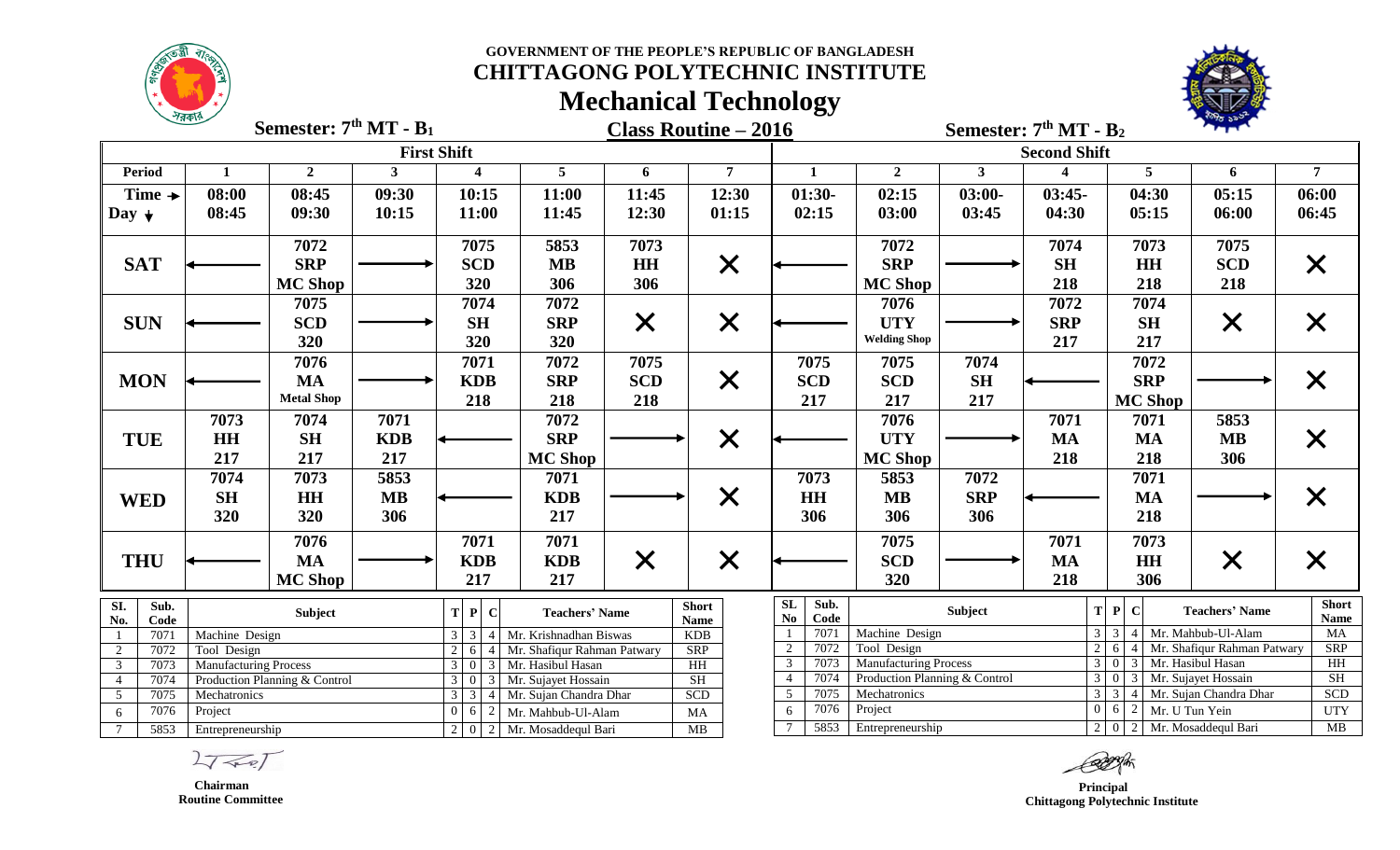GOVERNMENT OF THE PEOPLE'S REPUBLIC OF BANGLADESH

# CHITTAGONG POLYTECHNIC INSTITUTE

## Mechanical Technology

Semester: $7^{th}$ MT - $B_1$ | **Class Routine – 2016** | Semester: $7^{th}$ MT - $B_2$

| | First Shift | | | | | | | Second Shift | | | | | | |
|---|---|---|---|---|---|---|---|---|---|---|---|---|---|---|
| Period | 1 | 2 | 3 | 4 | 5 | 6 | 7 | 1 | 2 | 3 | 4 | 5 | 6 | 7 |
| Time → Day ↓ | 08:00 08:45 | 08:45 09:30 | 09:30 10:15 | 10:15 11:00 | 11:00 11:45 | 11:45 12:30 | 12:30 01:15 | 01:30- 02:15 | 02:15 03:00 | 03:00- 03:45 | 03:45- 04:30 | 04:30 05:15 | 05:15 06:00 | 06:00 06:45 |
| SAT | ← | 7072 SRP MC Shop | → | 7075 SCD 320 | 5853 MB 306 | 7073 HH 306 | ✕ | ← | 7072 SRP MC Shop | → | 7074 SH 218 | 7073 HH 218 | 7075 SCD 218 | ✕ |
| SUN | ← | 7075 SCD 320 | → | 7074 SH 320 | 7072 SRP 320 | ✕ | ✕ | ← | 7076 UTY Welding Shop | → | 7072 SRP 217 | 7074 SH 217 | ✕ | ✕ |
| MON | ← | 7076 MA Metal Shop | → | 7071 KDB 218 | 7072 SRP 218 | 7075 SCD 218 | ✕ | 7075 SCD 217 | 7075 SCD 217 | 7074 SH 217 | ← | 7072 SRP MC Shop | → | ✕ |
| TUE | 7073 HH 217 | 7074 SH 217 | 7071 KDB 217 | ← | 7072 SRP MC Shop | → | ✕ | ← | 7076 UTY MC Shop | → | 7071 MA 218 | 7071 MA 218 | 5853 MB 306 | ✕ |
| WED | 7074 SH 320 | 7073 HH 320 | 5853 MB 306 | ← | 7071 KDB 217 | → | ✕ | 7073 HH 306 | 5853 MB 306 | 7072 SRP 306 | ← | 7071 MA 218 | → | ✕ |
| THU | ← | 7076 MA MC Shop | → | 7071 KDB 217 | 7071 KDB 217 | ✕ | ✕ | ← | 7075 SCD 320 | → | 7071 MA 218 | 7073 HH 306 | ✕ | ✕ |

| Sl. No. | Sub. Code | Subject | T | P | C | Teachers' Name | Short Name |
|---|---|---|---|---|---|---|---|
| 1 | 7071 | Machine Design | 3 | 3 | 4 | Mr. Krishnadhan Biswas | KDB |
| 2 | 7072 | Tool Design | 2 | 6 | 4 | Mr. Shafiqur Rahman Patwary | SRP |
| 3 | 7073 | Manufacturing Process | 3 | 0 | 3 | Mr. Hasibul Hasan | HH |
| 4 | 7074 | Production Planning & Control | 3 | 0 | 3 | Mr. Sujayet Hossain | SH |
| 5 | 7075 | Mechatronics | 3 | 3 | 4 | Mr. Sujan Chandra Dhar | SCD |
| 6 | 7076 | Project | 0 | 6 | 2 | Mr. Mahbub-Ul-Alam | MA |
| 7 | 5853 | Entrepreneurship | 2 | 0 | 2 | Mr. Mosaddequl Bari | MB |

| SL No | Sub. Code | Subject | T | P | C | Teachers' Name | Short Name |
|---|---|---|---|---|---|---|---|
| 1 | 7071 | Machine Design | 3 | 3 | 4 | Mr. Mahbub-Ul-Alam | MA |
| 2 | 7072 | Tool Design | 2 | 6 | 4 | Mr. Shafiqur Rahman Patwary | SRP |
| 3 | 7073 | Manufacturing Process | 3 | 0 | 3 | Mr. Hasibul Hasan | HH |
| 4 | 7074 | Production Planning & Control | 3 | 0 | 3 | Mr. Sujayet Hossain | SH |
| 5 | 7075 | Mechatronics | 3 | 3 | 4 | Mr. Sujan Chandra Dhar | SCD |
| 6 | 7076 | Project | 0 | 6 | 2 | Mr. U Tun Yein | UTY |
| 7 | 5853 | Entrepreneurship | 2 | 0 | 2 | Mr. Mosaddequl Bari | MB |

**Chairman**
**Routine Committee**

**Principal**
**Chittagong Polytechnic Institute**